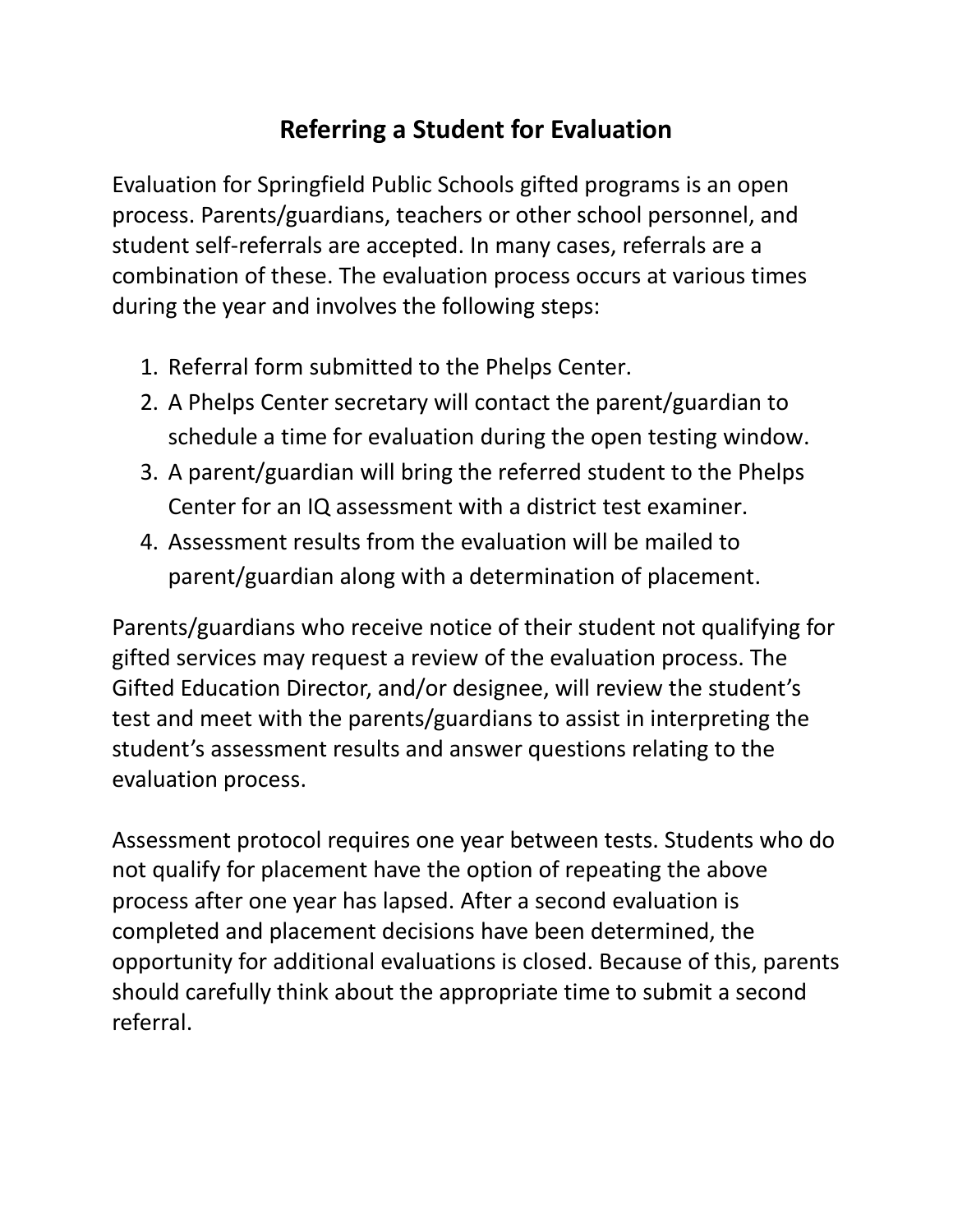# Referring a Student for Evaluation

Evaluation for Springfield Public Schools gifted programs is an open process. Parents/guardians, teachers or other school personnel, and student self-referrals are accepted. In many cases, referrals are a combination of these. The evaluation process occurs at various times during the year and involves the following steps:

1. Referral form submitted to the Phelps Center.
2. A Phelps Center secretary will contact the parent/guardian to schedule a time for evaluation during the open testing window.
3. A parent/guardian will bring the referred student to the Phelps Center for an IQ assessment with a district test examiner.
4. Assessment results from the evaluation will be mailed to parent/guardian along with a determination of placement.

Parents/guardians who receive notice of their student not qualifying for gifted services may request a review of the evaluation process. The Gifted Education Director, and/or designee, will review the student's test and meet with the parents/guardians to assist in interpreting the student's assessment results and answer questions relating to the evaluation process.

Assessment protocol requires one year between tests. Students who do not qualify for placement have the option of repeating the above process after one year has lapsed. After a second evaluation is completed and placement decisions have been determined, the opportunity for additional evaluations is closed. Because of this, parents should carefully think about the appropriate time to submit a second referral.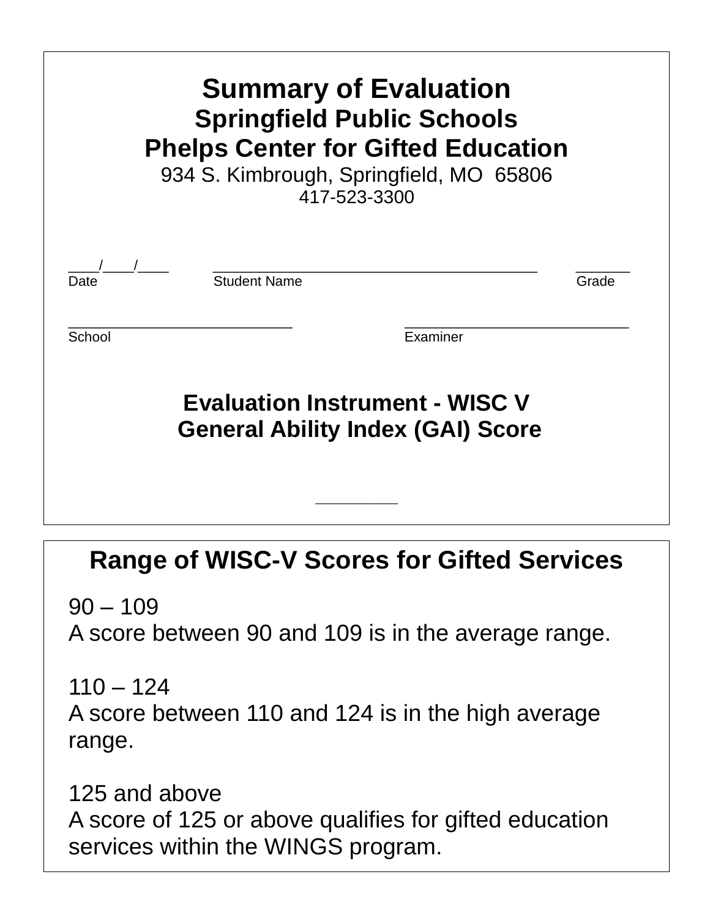# Summary of Evaluation

## Springfield Public Schools

## Phelps Center for Gifted Education

934 S. Kimbrough, Springfield, MO 65806

417-523-3300

____/____/____ Date

______________________________________ Student Name

______ Grade

__________________________ School

__________________________ Examiner

### Evaluation Instrument - WISC V
### General Ability Index (GAI) Score

_________

## Range of WISC-V Scores for Gifted Services

90 – 109
A score between 90 and 109 is in the average range.

110 – 124
A score between 110 and 124 is in the high average range.

125 and above
A score of 125 or above qualifies for gifted education services within the WINGS program.